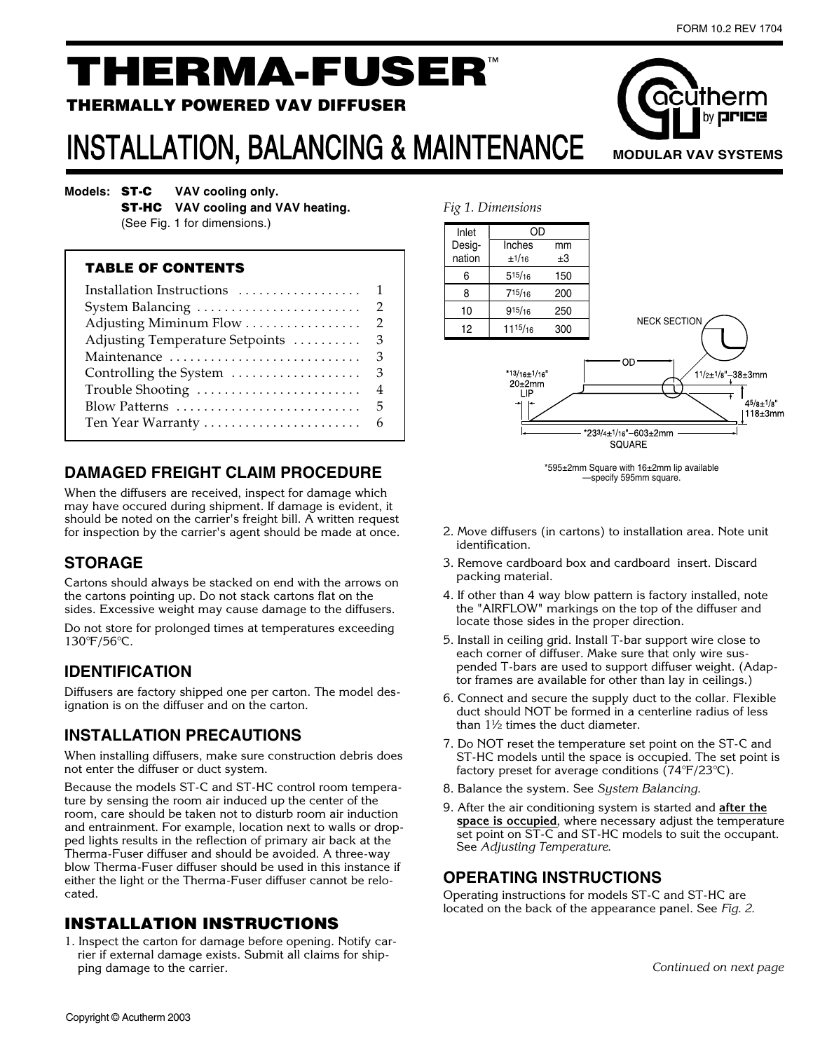FORM 10.2 REV 1704

# THERMA-FUSER™

## THERMALLY POWERED VAV DIFFUSER

# INSTALLATION, BALANCING & MAINTENANCE

MODULAR VAV SYSTEMS

**Models:** **ST-C** **VAV cooling only.**
**ST-HC** **VAV cooling and VAV heating.**
(See Fig. 1 for dimensions.)

### TABLE OF CONTENTS

| | |
|---|---|
| Installation Instructions | 1 |
| System Balancing | 2 |
| Adjusting Miminum Flow | 2 |
| Adjusting Temperature Setpoints | 3 |
| Maintenance | 3 |
| Controlling the System | 3 |
| Trouble Shooting | 4 |
| Blow Patterns | 5 |
| Ten Year Warranty | 6 |

## DAMAGED FREIGHT CLAIM PROCEDURE

When the diffusers are received, inspect for damage which may have occured during shipment. If damage is evident, it should be noted on the carrier's freight bill. A written request for inspection by the carrier's agent should be made at once.

## STORAGE

Cartons should always be stacked on end with the arrows on the cartons pointing up. Do not stack cartons flat on the sides. Excessive weight may cause damage to the diffusers.

Do not store for prolonged times at temperatures exceeding 130°F/56°C.

## IDENTIFICATION

Diffusers are factory shipped one per carton. The model designation is on the diffuser and on the carton.

## INSTALLATION PRECAUTIONS

When installing diffusers, make sure construction debris does not enter the diffuser or duct system.

Because the models ST-C and ST-HC control room temperature by sensing the room air induced up the center of the room, care should be taken not to disturb room air induction and entrainment. For example, location next to walls or dropped lights results in the reflection of primary air back at the Therma-Fuser diffuser and should be avoided. A three-way blow Therma-Fuser diffuser should be used in this instance if either the light or the Therma-Fuser diffuser cannot be relocated.

## INSTALLATION INSTRUCTIONS

1. Inspect the carton for damage before opening. Notify carrier if external damage exists. Submit all claims for shipping damage to the carrier.

*Fig 1. Dimensions*

| Inlet Designation | OD Inches ±1/16 | OD mm ±3 |
|---|---|---|
| 6 | 5 15/16 | 150 |
| 8 | 7 15/16 | 200 |
| 10 | 9 15/16 | 250 |
| 12 | 11 15/16 | 300 |

NECK SECTION; OD; *13/16±1/16" 20±2mm LIP; 1 1/2±1/8"–38±3mm; 4 5/8±1/8" 118±3mm; *23 3/4±1/16"–603±2mm SQUARE

*595±2mm Square with 16±2mm lip available —specify 595mm square.

2. Move diffusers (in cartons) to installation area. Note unit identification.
3. Remove cardboard box and cardboard insert. Discard packing material.
4. If other than 4 way blow pattern is factory installed, note the "AIRFLOW" markings on the top of the diffuser and locate those sides in the proper direction.
5. Install in ceiling grid. Install T-bar support wire close to each corner of diffuser. Make sure that only wire suspended T-bars are used to support diffuser weight. (Adaptor frames are available for other than lay in ceilings.)
6. Connect and secure the supply duct to the collar. Flexible duct should NOT be formed in a centerline radius of less than 1½ times the duct diameter.
7. Do NOT reset the temperature set point on the ST-C and ST-HC models until the space is occupied. The set point is factory preset for average conditions (74°F/23°C).
8. Balance the system. See *System Balancing*.
9. After the air conditioning system is started and **after the space is occupied**, where necessary adjust the temperature set point on ST-C and ST-HC models to suit the occupant. See *Adjusting Temperature*.

## OPERATING INSTRUCTIONS

Operating instructions for models ST-C and ST-HC are located on the back of the appearance panel. See *Fig. 2.*

*Continued on next page*

Copyright © Acutherm 2003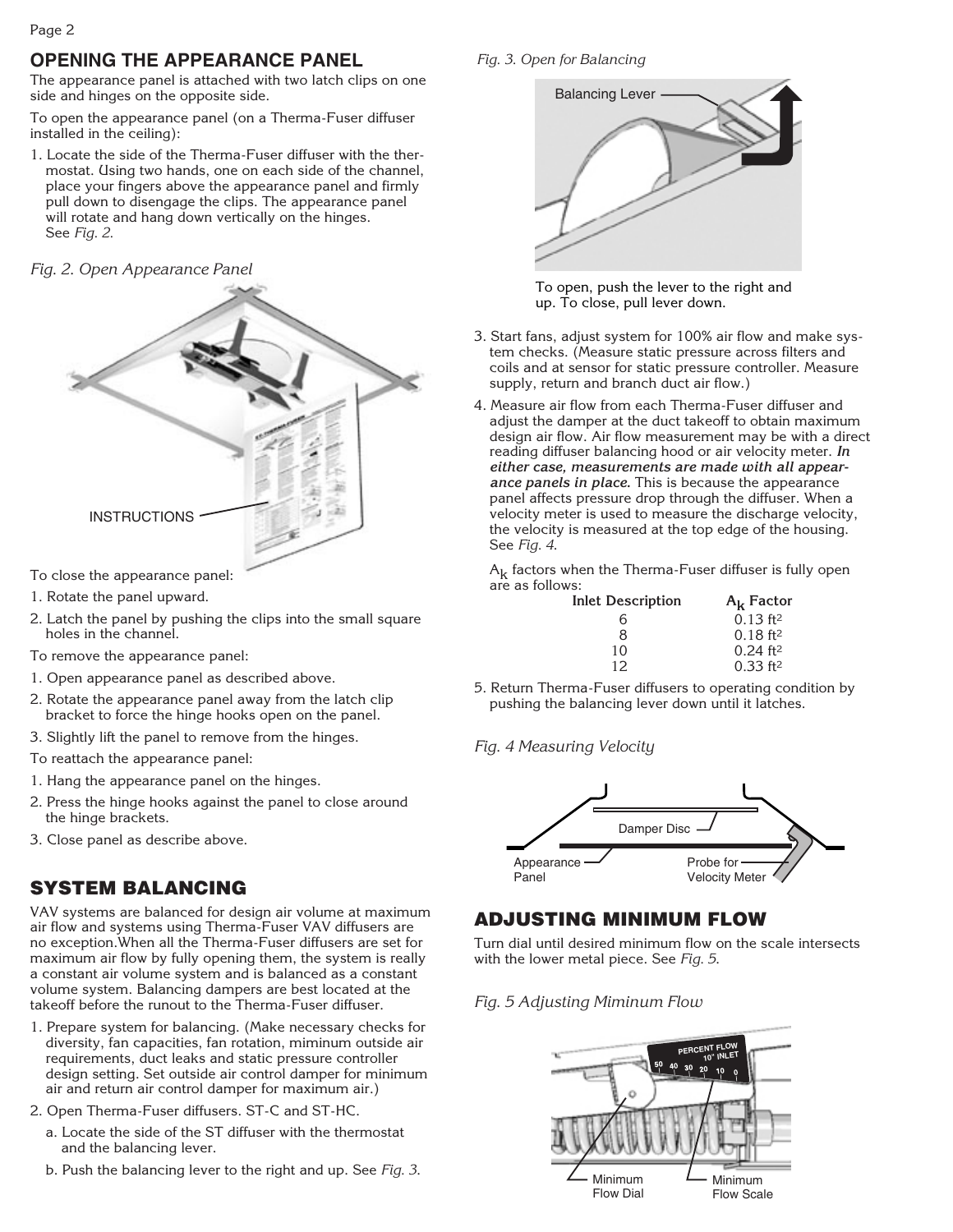## OPENING THE APPEARANCE PANEL

The appearance panel is attached with two latch clips on one side and hinges on the opposite side.

To open the appearance panel (on a Therma-Fuser diffuser installed in the ceiling):

1. Locate the side of the Therma-Fuser diffuser with the thermostat. Using two hands, one on each side of the channel, place your fingers above the appearance panel and firmly pull down to disengage the clips. The appearance panel will rotate and hang down vertically on the hinges. See *Fig. 2.*

*Fig. 2. Open Appearance Panel*

INSTRUCTIONS

To close the appearance panel:

1. Rotate the panel upward.
2. Latch the panel by pushing the clips into the small square holes in the channel.

To remove the appearance panel:

1. Open appearance panel as described above.
2. Rotate the appearance panel away from the latch clip bracket to force the hinge hooks open on the panel.
3. Slightly lift the panel to remove from the hinges.

To reattach the appearance panel:

1. Hang the appearance panel on the hinges.
2. Press the hinge hooks against the panel to close around the hinge brackets.
3. Close panel as describe above.

## SYSTEM BALANCING

VAV systems are balanced for design air volume at maximum air flow and systems using Therma-Fuser VAV diffusers are no exception.When all the Therma-Fuser diffusers are set for maximum air flow by fully opening them, the system is really a constant air volume system and is balanced as a constant volume system. Balancing dampers are best located at the takeoff before the runout to the Therma-Fuser diffuser.

1. Prepare system for balancing. (Make necessary checks for diversity, fan capacities, fan rotation, miminum outside air requirements, duct leaks and static pressure controller design setting. Set outside air control damper for minimum air and return air control damper for maximum air.)
2. Open Therma-Fuser diffusers. ST-C and ST-HC.
   a. Locate the side of the ST diffuser with the thermostat and the balancing lever.
   b. Push the balancing lever to the right and up. See *Fig. 3.*

*Fig. 3. Open for Balancing*

Balancing Lever

To open, push the lever to the right and up. To close, pull lever down.

3. Start fans, adjust system for 100% air flow and make system checks. (Measure static pressure across filters and coils and at sensor for static pressure controller. Measure supply, return and branch duct air flow.)
4. Measure air flow from each Therma-Fuser diffuser and adjust the damper at the duct takeoff to obtain maximum design air flow. Air flow measurement may be with a direct reading diffuser balancing hood or air velocity meter. ***In either case, measurements are made with all appearance panels in place.*** This is because the appearance panel affects pressure drop through the diffuser. When a velocity meter is used to measure the discharge velocity, the velocity is measured at the top edge of the housing. See *Fig. 4*.

   $A_k$ factors when the Therma-Fuser diffuser is fully open are as follows:

| Inlet Description | $A_k$ Factor |
|---|---|
| 6 | 0.13 ft$^2$ |
| 8 | 0.18 ft$^2$ |
| 10 | 0.24 ft$^2$ |
| 12 | 0.33 ft$^2$ |

5. Return Therma-Fuser diffusers to operating condition by pushing the balancing lever down until it latches.

*Fig. 4 Measuring Velocity*

Damper Disc

Appearance Panel

Probe for Velocity Meter

## ADJUSTING MINIMUM FLOW

Turn dial until desired minimum flow on the scale intersects with the lower metal piece. See *Fig. 5.*

*Fig. 5 Adjusting Miminum Flow*

PERCENT FLOW 10" INLET

50 40 30 20 10 0

Minimum Flow Dial

Minimum Flow Scale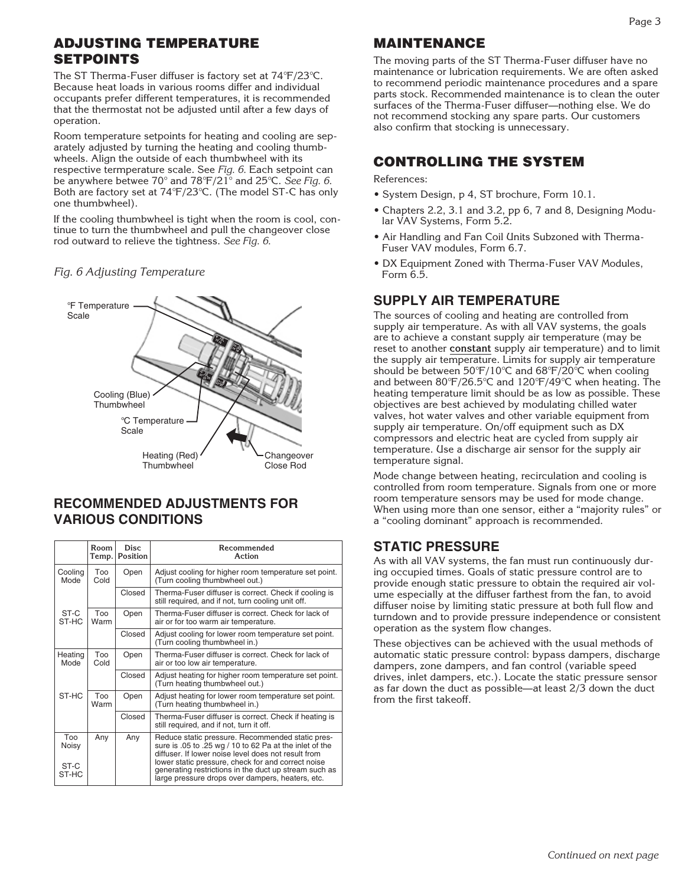## ADJUSTING TEMPERATURE SETPOINTS

The ST Therma-Fuser diffuser is factory set at 74°F/23°C. Because heat loads in various rooms differ and individual occupants prefer different temperatures, it is recommended that the thermostat not be adjusted until after a few days of operation.

Room temperature setpoints for heating and cooling are separately adjusted by turning the heating and cooling thumbwheels. Align the outside of each thumbwheel with its respective termperature scale. See *Fig. 6.* Each setpoint can be anywhere betwee 70° and 78°F/21° and 25°C. *See Fig. 6.* Both are factory set at 74°F/23°C. (The model ST-C has only one thumbwheel).

If the cooling thumbwheel is tight when the room is cool, continue to turn the thumbwheel and pull the changeover close rod outward to relieve the tightness. *See Fig. 6.*

*Fig. 6 Adjusting Temperature*

°F Temperature Scale

Cooling (Blue) Thumbwheel

°C Temperature Scale

Heating (Red) Thumbwheel

Changeover Close Rod

## RECOMMENDED ADJUSTMENTS FOR VARIOUS CONDITIONS

| | Room Temp. | Disc Position | Recommended Action |
|---|---|---|---|
| Cooling Mode | Too Cold | Open | Adjust cooling for higher room temperature set point. (Turn cooling thumbwheel out.) |
| | | Closed | Therma-Fuser diffuser is correct. Check if cooling is still required, and if not, turn cooling unit off. |
| ST-C ST-HC | Too Warm | Open | Therma-Fuser diffuser is correct. Check for lack of air or for too warm air temperature. |
| | | Closed | Adjust cooling for lower room temperature set point. (Turn cooling thumbwheel in.) |
| Heating Mode | Too Cold | Open | Therma-Fuser diffuser is correct. Check for lack of air or too low air temperature. |
| | | Closed | Adjust heating for higher room temperature set point. (Turn heating thumbwheel out.) |
| ST-HC | Too Warm | Open | Adjust heating for lower room temperature set point. (Turn heating thumbwheel in.) |
| | | Closed | Therma-Fuser diffuser is correct. Check if heating is still required, and if not, turn it off. |
| Too Noisy ST-C ST-HC | Any | Any | Reduce static pressure. Recommended static pressure is .05 to .25 wg / 10 to 62 Pa at the inlet of the diffuser. If lower noise level does not result from lower static pressure, check for and correct noise generating restrictions in the duct up stream such as large pressure drops over dampers, heaters, etc. |

## MAINTENANCE

The moving parts of the ST Therma-Fuser diffuser have no maintenance or lubrication requirements. We are often asked to recommend periodic maintenance procedures and a spare parts stock. Recommended maintenance is to clean the outer surfaces of the Therma-Fuser diffuser—nothing else. We do not recommend stocking any spare parts. Our customers also confirm that stocking is unnecessary.

## CONTROLLING THE SYSTEM

References:

- System Design, p 4, ST brochure, Form 10.1.
- Chapters 2.2, 3.1 and 3.2, pp 6, 7 and 8, Designing Modular VAV Systems, Form 5.2.
- Air Handling and Fan Coil Units Subzoned with Therma-Fuser VAV modules, Form 6.7.
- DX Equipment Zoned with Therma-Fuser VAV Modules, Form 6.5.

### SUPPLY AIR TEMPERATURE

The sources of cooling and heating are controlled from supply air temperature. As with all VAV systems, the goals are to achieve a constant supply air temperature (may be reset to another **constant** supply air temperature) and to limit the supply air temperature. Limits for supply air temperature should be between 50°F/10°C and 68°F/20°C when cooling and between 80°F/26.5°C and 120°F/49°C when heating. The heating temperature limit should be as low as possible. These objectives are best achieved by modulating chilled water valves, hot water valves and other variable equipment from supply air temperature. On/off equipment such as DX compressors and electric heat are cycled from supply air temperature. Use a discharge air sensor for the supply air temperature signal.

Mode change between heating, recirculation and cooling is controlled from room temperature. Signals from one or more room temperature sensors may be used for mode change. When using more than one sensor, either a "majority rules" or a "cooling dominant" approach is recommended.

### STATIC PRESSURE

As with all VAV systems, the fan must run continuously during occupied times. Goals of static pressure control are to provide enough static pressure to obtain the required air volume especially at the diffuser farthest from the fan, to avoid diffuser noise by limiting static pressure at both full flow and turndown and to provide pressure independence or consistent operation as the system flow changes.

These objectives can be achieved with the usual methods of automatic static pressure control: bypass dampers, discharge dampers, zone dampers, and fan control (variable speed drives, inlet dampers, etc.). Locate the static pressure sensor as far down the duct as possible—at least 2/3 down the duct from the first takeoff.

*Continued on next page*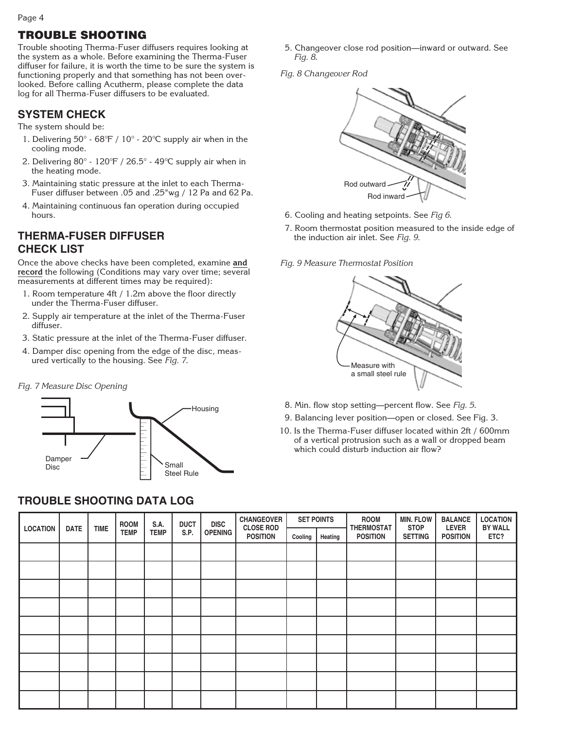## TROUBLE SHOOTING

Trouble shooting Therma-Fuser diffusers requires looking at the system as a whole. Before examining the Therma-Fuser diffuser for failure, it is worth the time to be sure the system is functioning properly and that something has not been overlooked. Before calling Acutherm, please complete the data log for all Therma-Fuser diffusers to be evaluated.

### SYSTEM CHECK

The system should be:

1. Delivering 50° - 68°F / 10° - 20°C supply air when in the cooling mode.
2. Delivering 80° - 120°F / 26.5° - 49°C supply air when in the heating mode.
3. Maintaining static pressure at the inlet to each Therma-Fuser diffuser between .05 and .25"wg / 12 Pa and 62 Pa.
4. Maintaining continuous fan operation during occupied hours.

### THERMA-FUSER DIFFUSER CHECK LIST

Once the above checks have been completed, examine **and record** the following (Conditions may vary over time; several measurements at different times may be required):

1. Room temperature 4ft / 1.2m above the floor directly under the Therma-Fuser diffuser.
2. Supply air temperature at the inlet of the Therma-Fuser diffuser.
3. Static pressure at the inlet of the Therma-Fuser diffuser.
4. Damper disc opening from the edge of the disc, measured vertically to the housing. See *Fig. 7*.

*Fig. 7 Measure Disc Opening*

5. Changeover close rod position—inward or outward. See *Fig. 8*.

*Fig. 8 Changeover Rod*

6. Cooling and heating setpoints. See *Fig 6*.
7. Room thermostat position measured to the inside edge of the induction air inlet. See *Fig. 9*.

*Fig. 9 Measure Thermostat Position*

8. Min. flow stop setting—percent flow. See *Fig. 5*.
9. Balancing lever position—open or closed. See Fig. 3.
10. Is the Therma-Fuser diffuser located within 2ft / 600mm of a vertical protrusion such as a wall or dropped beam which could disturb induction air flow?

### TROUBLE SHOOTING DATA LOG

| LOCATION | DATE | TIME | ROOM TEMP | S.A. TEMP | DUCT S.P. | DISC OPENING | CHANGEOVER CLOSE ROD POSITION | SET POINTS | | ROOM THERMOSTAT POSITION | MIN. FLOW STOP SETTING | BALANCE LEVER POSITION | LOCATION BY WALL ETC? |
|---|---|---|---|---|---|---|---|---|---|---|---|---|---|
| | | | | | | | | Cooling | Heating | | | | |
| | | | | | | | | | | | | | |
| | | | | | | | | | | | | | |
| | | | | | | | | | | | | | |
| | | | | | | | | | | | | | |
| | | | | | | | | | | | | | |
| | | | | | | | | | | | | | |
| | | | | | | | | | | | | | |
| | | | | | | | | | | | | | |
| | | | | | | | | | | | | | |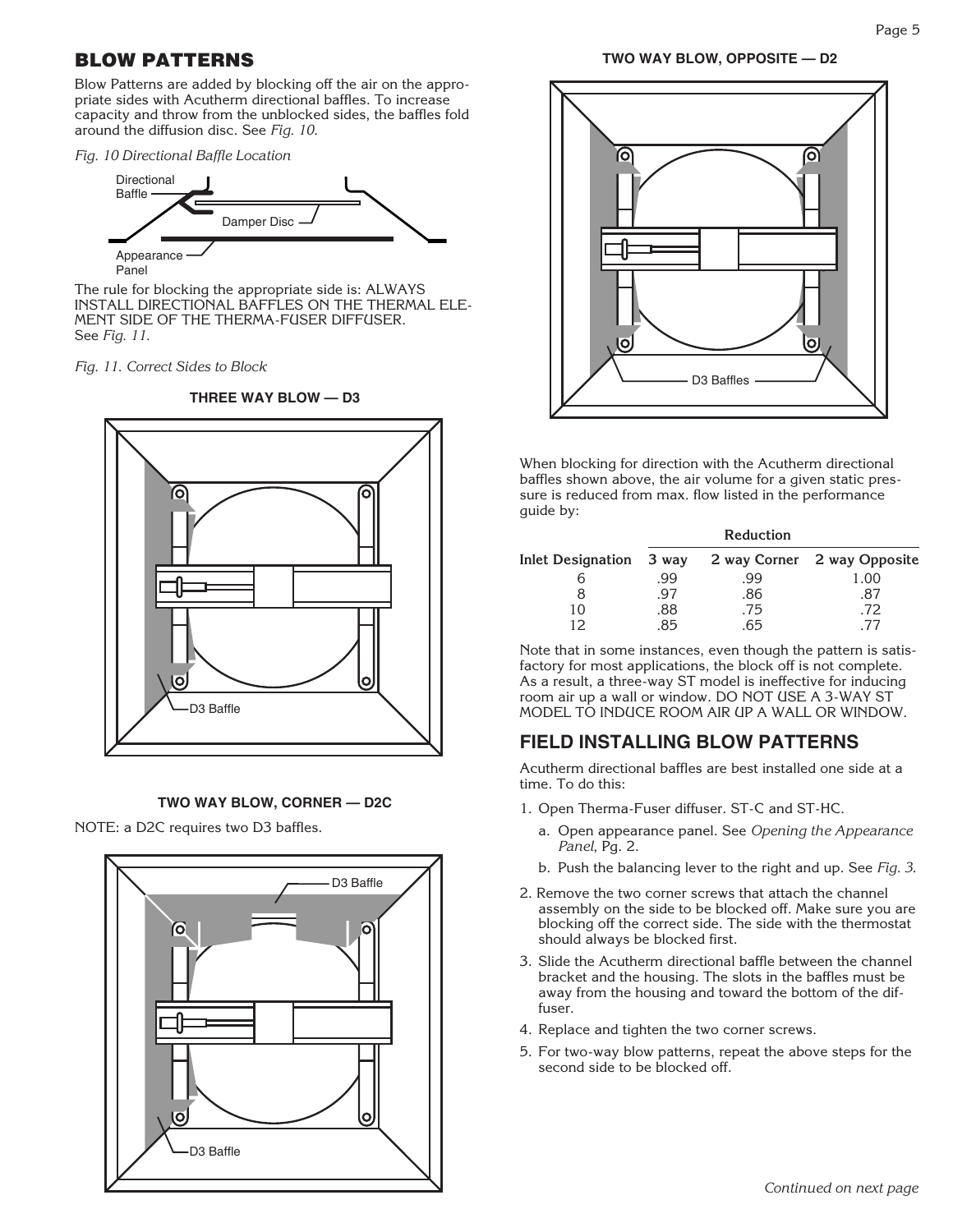## BLOW PATTERNS

Blow Patterns are added by blocking off the air on the appropriate sides with Acutherm directional baffles. To increase capacity and throw from the unblocked sides, the baffles fold around the diffusion disc. See *Fig. 10.*

*Fig. 10 Directional Baffle Location*

Directional Baffle

Damper Disc

Appearance Panel

The rule for blocking the appropriate side is: ALWAYS INSTALL DIRECTIONAL BAFFLES ON THE THERMAL ELEMENT SIDE OF THE THERMA-FUSER DIFFUSER. See *Fig. 11.*

*Fig. 11. Correct Sides to Block*

**THREE WAY BLOW — D3**

D3 Baffle

**TWO WAY BLOW, CORNER — D2C**

NOTE: a D2C requires two D3 baffles.

D3 Baffle

D3 Baffle

**TWO WAY BLOW, OPPOSITE — D2**

D3 Baffles

When blocking for direction with the Acutherm directional baffles shown above, the air volume for a given static pressure is reduced from max. flow listed in the performance guide by:

| | Reduction | | |
|---|---|---|---|
| **Inlet Designation** | **3 way** | **2 way Corner** | **2 way Opposite** |
| 6 | .99 | .99 | 1.00 |
| 8 | .97 | .86 | .87 |
| 10 | .88 | .75 | .72 |
| 12 | .85 | .65 | .77 |

Note that in some instances, even though the pattern is satisfactory for most applications, the block off is not complete. As a result, a three-way ST model is ineffective for inducing room air up a wall or window. DO NOT USE A 3-WAY ST MODEL TO INDUCE ROOM AIR UP A WALL OR WINDOW.

## FIELD INSTALLING BLOW PATTERNS

Acutherm directional baffles are best installed one side at a time. To do this:

1. Open Therma-Fuser diffuser. ST-C and ST-HC.
   a. Open appearance panel. See *Opening the Appearance Panel*, Pg. 2.
   b. Push the balancing lever to the right and up. See *Fig. 3.*
2. Remove the two corner screws that attach the channel assembly on the side to be blocked off. Make sure you are blocking off the correct side. The side with the thermostat should always be blocked first.
3. Slide the Acutherm directional baffle between the channel bracket and the housing. The slots in the baffles must be away from the housing and toward the bottom of the diffuser.
4. Replace and tighten the two corner screws.
5. For two-way blow patterns, repeat the above steps for the second side to be blocked off.

*Continued on next page*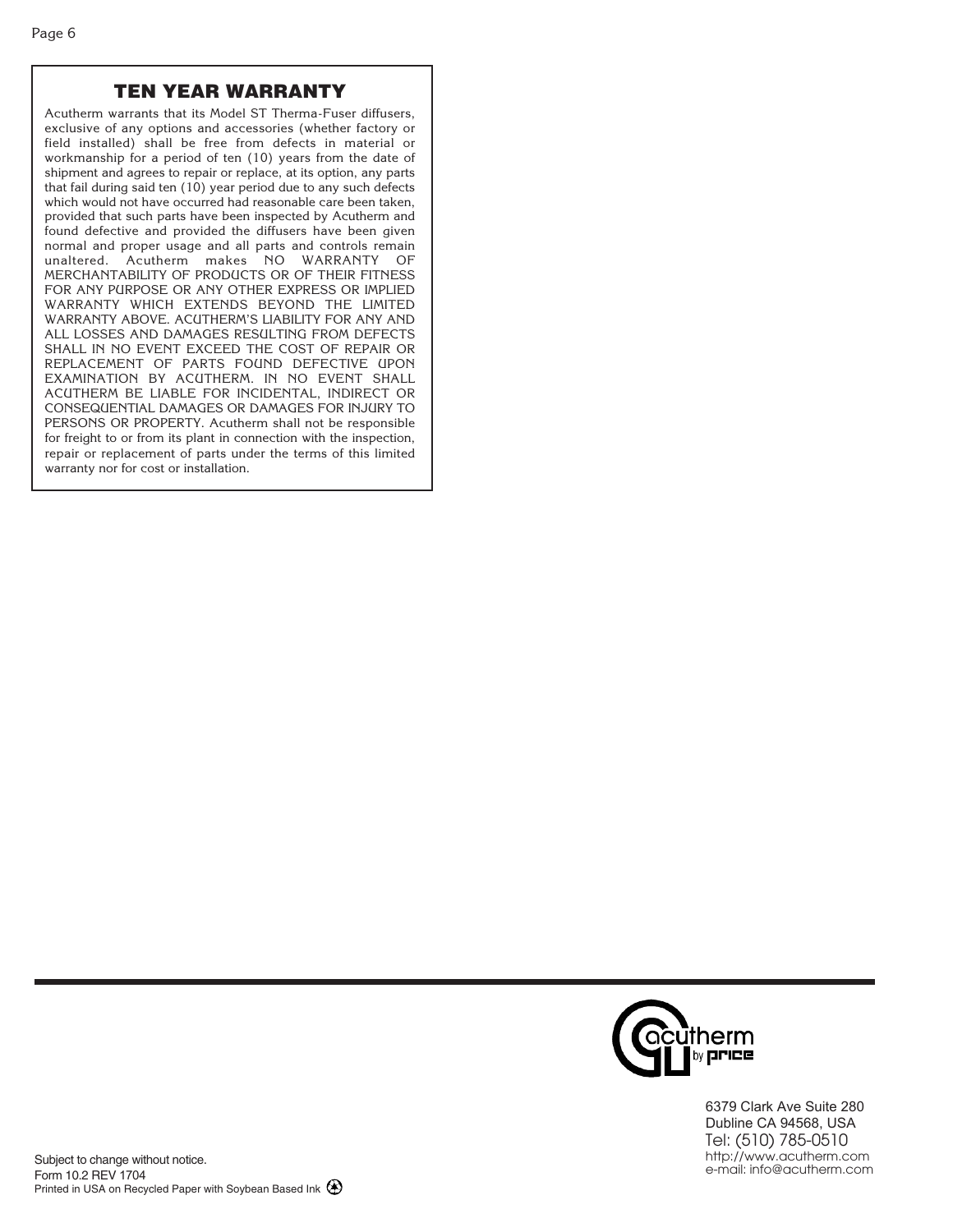## TEN YEAR WARRANTY

Acutherm warrants that its Model ST Therma-Fuser diffusers, exclusive of any options and accessories (whether factory or field installed) shall be free from defects in material or workmanship for a period of ten (10) years from the date of shipment and agrees to repair or replace, at its option, any parts that fail during said ten (10) year period due to any such defects which would not have occurred had reasonable care been taken, provided that such parts have been inspected by Acutherm and found defective and provided the diffusers have been given normal and proper usage and all parts and controls remain unaltered. Acutherm makes NO WARRANTY OF MERCHANTABILITY OF PRODUCTS OR OF THEIR FITNESS FOR ANY PURPOSE OR ANY OTHER EXPRESS OR IMPLIED WARRANTY WHICH EXTENDS BEYOND THE LIMITED WARRANTY ABOVE. ACUTHERM'S LIABILITY FOR ANY AND ALL LOSSES AND DAMAGES RESULTING FROM DEFECTS SHALL IN NO EVENT EXCEED THE COST OF REPAIR OR REPLACEMENT OF PARTS FOUND DEFECTIVE UPON EXAMINATION BY ACUTHERM. IN NO EVENT SHALL ACUTHERM BE LIABLE FOR INCIDENTAL, INDIRECT OR CONSEQUENTIAL DAMAGES OR DAMAGES FOR INJURY TO PERSONS OR PROPERTY. Acutherm shall not be responsible for freight to or from its plant in connection with the inspection, repair or replacement of parts under the terms of this limited warranty nor for cost or installation.

acutherm by price

6379 Clark Ave Suite 280
Dubline CA 94568, USA
Tel: (510) 785-0510
http://www.acutherm.com
e-mail: info@acutherm.com

Subject to change without notice.
Form 10.2 REV 1704
Printed in USA on Recycled Paper with Soybean Based Ink